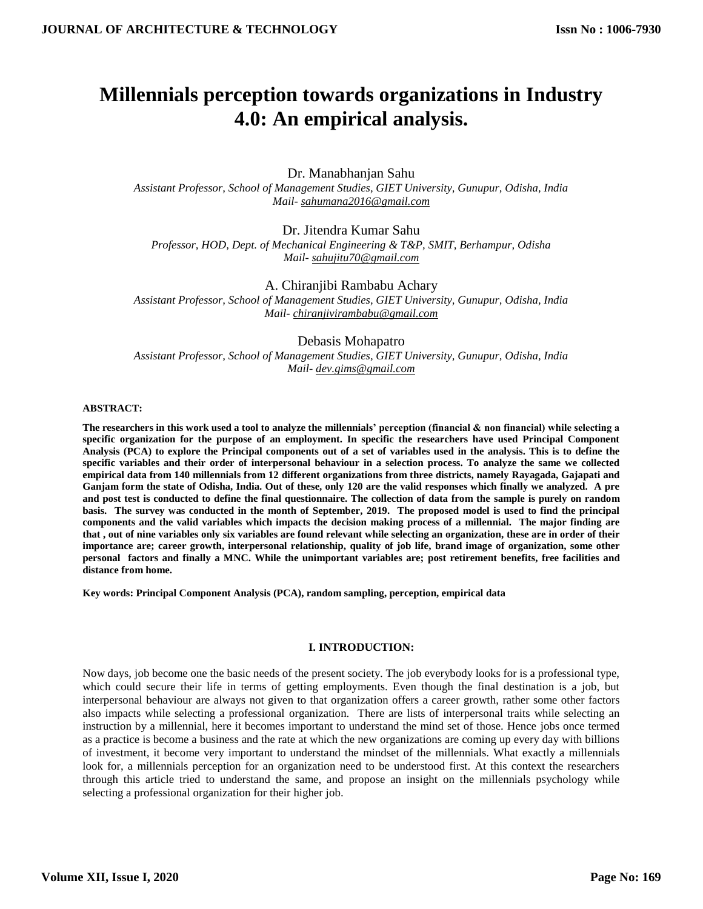# Millennials perception towards organizations in Industry 4.0: An empirical analysis.

Dr. Manabhanjan Sahu
*Assistant Professor, School of Management Studies, GIET University, Gunupur, Odisha, India*
*Mail- sahumana2016@gmail.com*

Dr. Jitendra Kumar Sahu
*Professor, HOD, Dept. of Mechanical Engineering & T&P, SMIT, Berhampur, Odisha*
*Mail- sahujitu70@gmail.com*

A. Chiranjibi Rambabu Achary
*Assistant Professor, School of Management Studies, GIET University, Gunupur, Odisha, India*
*Mail- chiranjivirambabu@gmail.com*

Debasis Mohapatro
*Assistant Professor, School of Management Studies, GIET University, Gunupur, Odisha, India*
*Mail- dev.gims@gmail.com*

**ABSTRACT:**

**The researchers in this work used a tool to analyze the millennials' perception (financial & non financial) while selecting a specific organization for the purpose of an employment. In specific the researchers have used Principal Component Analysis (PCA) to explore the Principal components out of a set of variables used in the analysis. This is to define the specific variables and their order of interpersonal behaviour in a selection process. To analyze the same we collected empirical data from 140 millennials from 12 different organizations from three districts, namely Rayagada, Gajapati and Ganjam form the state of Odisha, India. Out of these, only 120 are the valid responses which finally we analyzed. A pre and post test is conducted to define the final questionnaire. The collection of data from the sample is purely on random basis. The survey was conducted in the month of September, 2019. The proposed model is used to find the principal components and the valid variables which impacts the decision making process of a millennial. The major finding are that , out of nine variables only six variables are found relevant while selecting an organization, these are in order of their importance are; career growth, interpersonal relationship, quality of job life, brand image of organization, some other personal factors and finally a MNC. While the unimportant variables are; post retirement benefits, free facilities and distance from home.**

**Key words: Principal Component Analysis (PCA), random sampling, perception, empirical data**

## I. INTRODUCTION:

Now days, job become one the basic needs of the present society. The job everybody looks for is a professional type, which could secure their life in terms of getting employments. Even though the final destination is a job, but interpersonal behaviour are always not given to that organization offers a career growth, rather some other factors also impacts while selecting a professional organization. There are lists of interpersonal traits while selecting an instruction by a millennial, here it becomes important to understand the mind set of those. Hence jobs once termed as a practice is become a business and the rate at which the new organizations are coming up every day with billions of investment, it become very important to understand the mindset of the millennials. What exactly a millennials look for, a millennials perception for an organization need to be understood first. At this context the researchers through this article tried to understand the same, and propose an insight on the millennials psychology while selecting a professional organization for their higher job.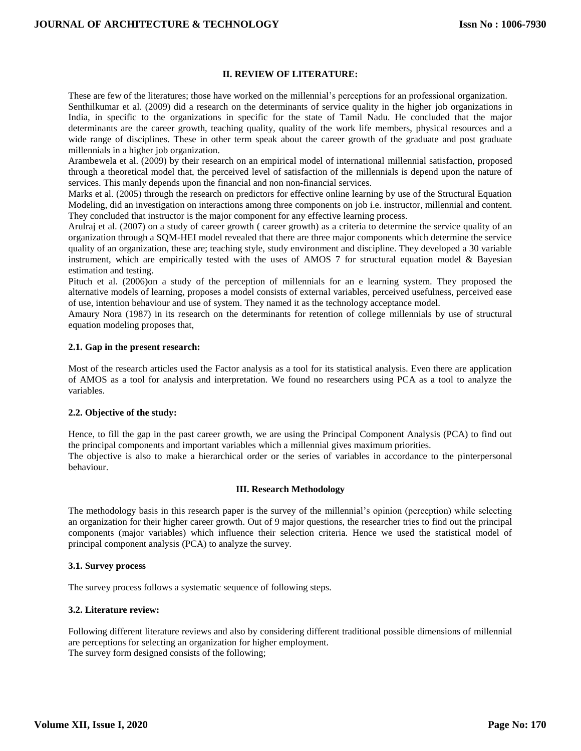## II. REVIEW OF LITERATURE:

These are few of the literatures; those have worked on the millennial's perceptions for an professional organization.
Senthilkumar et al. (2009) did a research on the determinants of service quality in the higher job organizations in India, in specific to the organizations in specific for the state of Tamil Nadu. He concluded that the major determinants are the career growth, teaching quality, quality of the work life members, physical resources and a wide range of disciplines. These in other term speak about the career growth of the graduate and post graduate millennials in a higher job organization.
Arambewela et al. (2009) by their research on an empirical model of international millennial satisfaction, proposed through a theoretical model that, the perceived level of satisfaction of the millennials is depend upon the nature of services. This manly depends upon the financial and non non-financial services.
Marks et al. (2005) through the research on predictors for effective online learning by use of the Structural Equation Modeling, did an investigation on interactions among three components on job i.e. instructor, millennial and content. They concluded that instructor is the major component for any effective learning process.
Arulraj et al. (2007) on a study of career growth ( career growth) as a criteria to determine the service quality of an organization through a SQM-HEI model revealed that there are three major components which determine the service quality of an organization, these are; teaching style, study environment and discipline. They developed a 30 variable instrument, which are empirically tested with the uses of AMOS 7 for structural equation model & Bayesian estimation and testing.
Pituch et al. (2006)on a study of the perception of millennials for an e learning system. They proposed the alternative models of learning, proposes a model consists of external variables, perceived usefulness, perceived ease of use, intention behaviour and use of system. They named it as the technology acceptance model.
Amaury Nora (1987) in its research on the determinants for retention of college millennials by use of structural equation modeling proposes that,

### 2.1. Gap in the present research:

Most of the research articles used the Factor analysis as a tool for its statistical analysis. Even there are application of AMOS as a tool for analysis and interpretation. We found no researchers using PCA as a tool to analyze the variables.

### 2.2. Objective of the study:

Hence, to fill the gap in the past career growth, we are using the Principal Component Analysis (PCA) to find out the principal components and important variables which a millennial gives maximum priorities.
The objective is also to make a hierarchical order or the series of variables in accordance to the pinterpersonal behaviour.

## III. Research Methodology

The methodology basis in this research paper is the survey of the millennial's opinion (perception) while selecting an organization for their higher career growth. Out of 9 major questions, the researcher tries to find out the principal components (major variables) which influence their selection criteria. Hence we used the statistical model of principal component analysis (PCA) to analyze the survey.

### 3.1. Survey process

The survey process follows a systematic sequence of following steps.

### 3.2. Literature review:

Following different literature reviews and also by considering different traditional possible dimensions of millennial are perceptions for selecting an organization for higher employment.
The survey form designed consists of the following;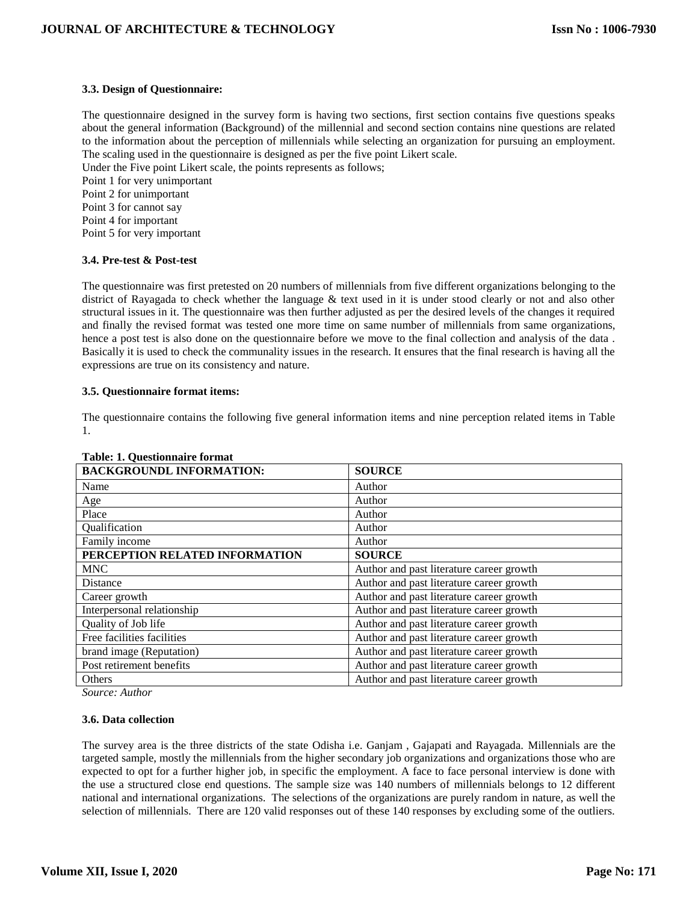### 3.3. Design of Questionnaire:

The questionnaire designed in the survey form is having two sections, first section contains five questions speaks about the general information (Background) of the millennial and second section contains nine questions are related to the information about the perception of millennials while selecting an organization for pursuing an employment. The scaling used in the questionnaire is designed as per the five point Likert scale.

Under the Five point Likert scale, the points represents as follows;

Point 1 for very unimportant

Point 2 for unimportant

Point 3 for cannot say

Point 4 for important

Point 5 for very important

### 3.4. Pre-test & Post-test

The questionnaire was first pretested on 20 numbers of millennials from five different organizations belonging to the district of Rayagada to check whether the language & text used in it is under stood clearly or not and also other structural issues in it. The questionnaire was then further adjusted as per the desired levels of the changes it required and finally the revised format was tested one more time on same number of millennials from same organizations, hence a post test is also done on the questionnaire before we move to the final collection and analysis of the data . Basically it is used to check the communality issues in the research. It ensures that the final research is having all the expressions are true on its consistency and nature.

### 3.5. Questionnaire format items:

The questionnaire contains the following five general information items and nine perception related items in Table 1.

**Table: 1. Questionnaire format**

| **BACKGROUNDL INFORMATION:** | **SOURCE** |
|---|---|
| Name | Author |
| Age | Author |
| Place | Author |
| Qualification | Author |
| Family income | Author |
| **PERCEPTION RELATED INFORMATION** | **SOURCE** |
| MNC | Author and past literature career growth |
| Distance | Author and past literature career growth |
| Career growth | Author and past literature career growth |
| Interpersonal relationship | Author and past literature career growth |
| Quality of Job life | Author and past literature career growth |
| Free facilities facilities | Author and past literature career growth |
| brand image (Reputation) | Author and past literature career growth |
| Post retirement benefits | Author and past literature career growth |
| Others | Author and past literature career growth |

*Source: Author*

### 3.6. Data collection

The survey area is the three districts of the state Odisha i.e. Ganjam , Gajapati and Rayagada. Millennials are the targeted sample, mostly the millennials from the higher secondary job organizations and organizations those who are expected to opt for a further higher job, in specific the employment. A face to face personal interview is done with the use a structured close end questions. The sample size was 140 numbers of millennials belongs to 12 different national and international organizations. The selections of the organizations are purely random in nature, as well the selection of millennials. There are 120 valid responses out of these 140 responses by excluding some of the outliers.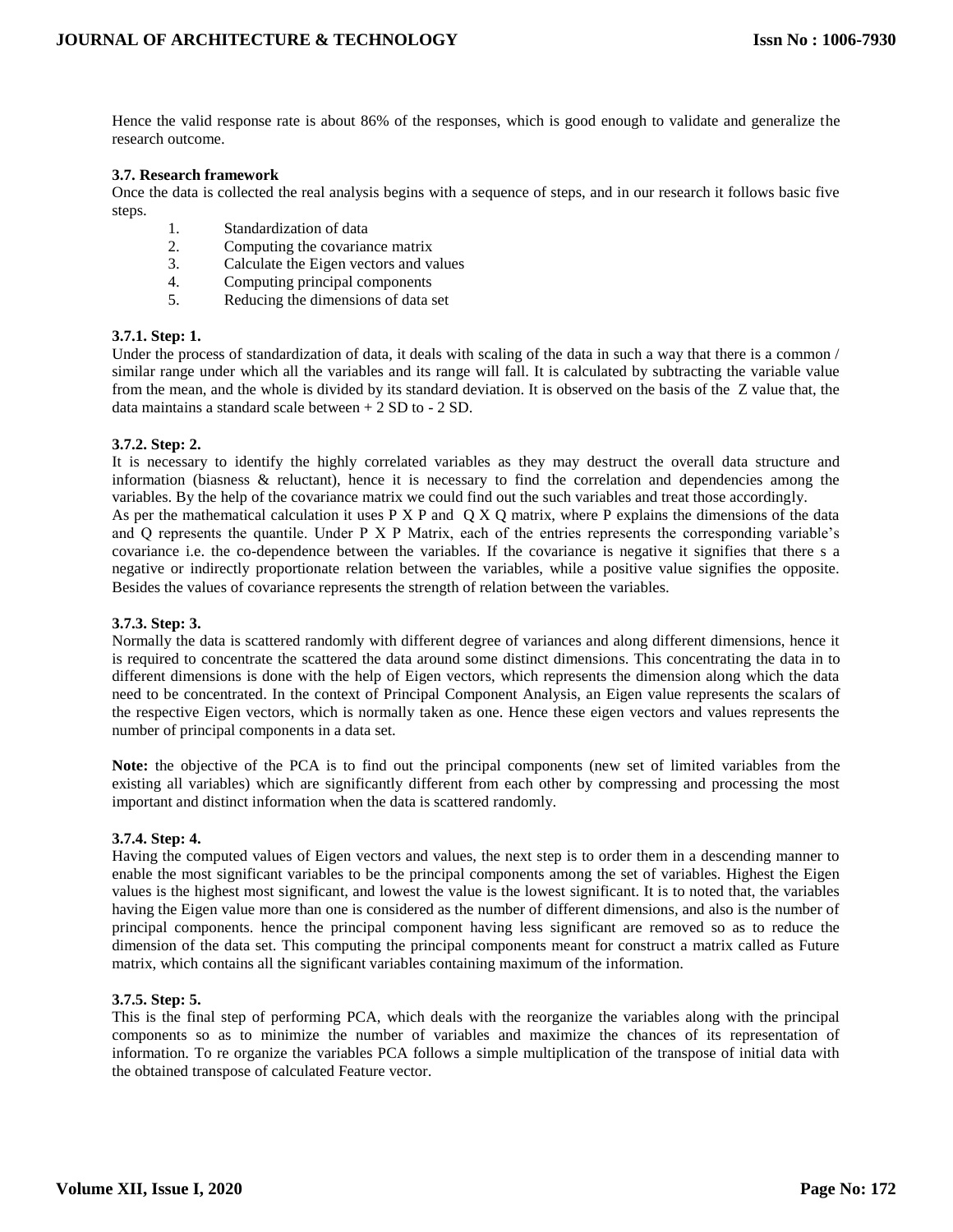Hence the valid response rate is about 86% of the responses, which is good enough to validate and generalize the research outcome.

### 3.7. Research framework

Once the data is collected the real analysis begins with a sequence of steps, and in our research it follows basic five steps.

1. Standardization of data
2. Computing the covariance matrix
3. Calculate the Eigen vectors and values
4. Computing principal components
5. Reducing the dimensions of data set

#### 3.7.1. Step: 1.

Under the process of standardization of data, it deals with scaling of the data in such a way that there is a common / similar range under which all the variables and its range will fall. It is calculated by subtracting the variable value from the mean, and the whole is divided by its standard deviation. It is observed on the basis of the Z value that, the data maintains a standard scale between + 2 SD to - 2 SD.

#### 3.7.2. Step: 2.

It is necessary to identify the highly correlated variables as they may destruct the overall data structure and information (biasness & reluctant), hence it is necessary to find the correlation and dependencies among the variables. By the help of the covariance matrix we could find out the such variables and treat those accordingly.

As per the mathematical calculation it uses P X P and Q X Q matrix, where P explains the dimensions of the data and Q represents the quantile. Under P X P Matrix, each of the entries represents the corresponding variable's covariance i.e. the co-dependence between the variables. If the covariance is negative it signifies that there s a negative or indirectly proportionate relation between the variables, while a positive value signifies the opposite. Besides the values of covariance represents the strength of relation between the variables.

#### 3.7.3. Step: 3.

Normally the data is scattered randomly with different degree of variances and along different dimensions, hence it is required to concentrate the scattered the data around some distinct dimensions. This concentrating the data in to different dimensions is done with the help of Eigen vectors, which represents the dimension along which the data need to be concentrated. In the context of Principal Component Analysis, an Eigen value represents the scalars of the respective Eigen vectors, which is normally taken as one. Hence these eigen vectors and values represents the number of principal components in a data set.

**Note:** the objective of the PCA is to find out the principal components (new set of limited variables from the existing all variables) which are significantly different from each other by compressing and processing the most important and distinct information when the data is scattered randomly.

#### 3.7.4. Step: 4.

Having the computed values of Eigen vectors and values, the next step is to order them in a descending manner to enable the most significant variables to be the principal components among the set of variables. Highest the Eigen values is the highest most significant, and lowest the value is the lowest significant. It is to noted that, the variables having the Eigen value more than one is considered as the number of different dimensions, and also is the number of principal components. hence the principal component having less significant are removed so as to reduce the dimension of the data set. This computing the principal components meant for construct a matrix called as Future matrix, which contains all the significant variables containing maximum of the information.

#### 3.7.5. Step: 5.

This is the final step of performing PCA, which deals with the reorganize the variables along with the principal components so as to minimize the number of variables and maximize the chances of its representation of information. To re organize the variables PCA follows a simple multiplication of the transpose of initial data with the obtained transpose of calculated Feature vector.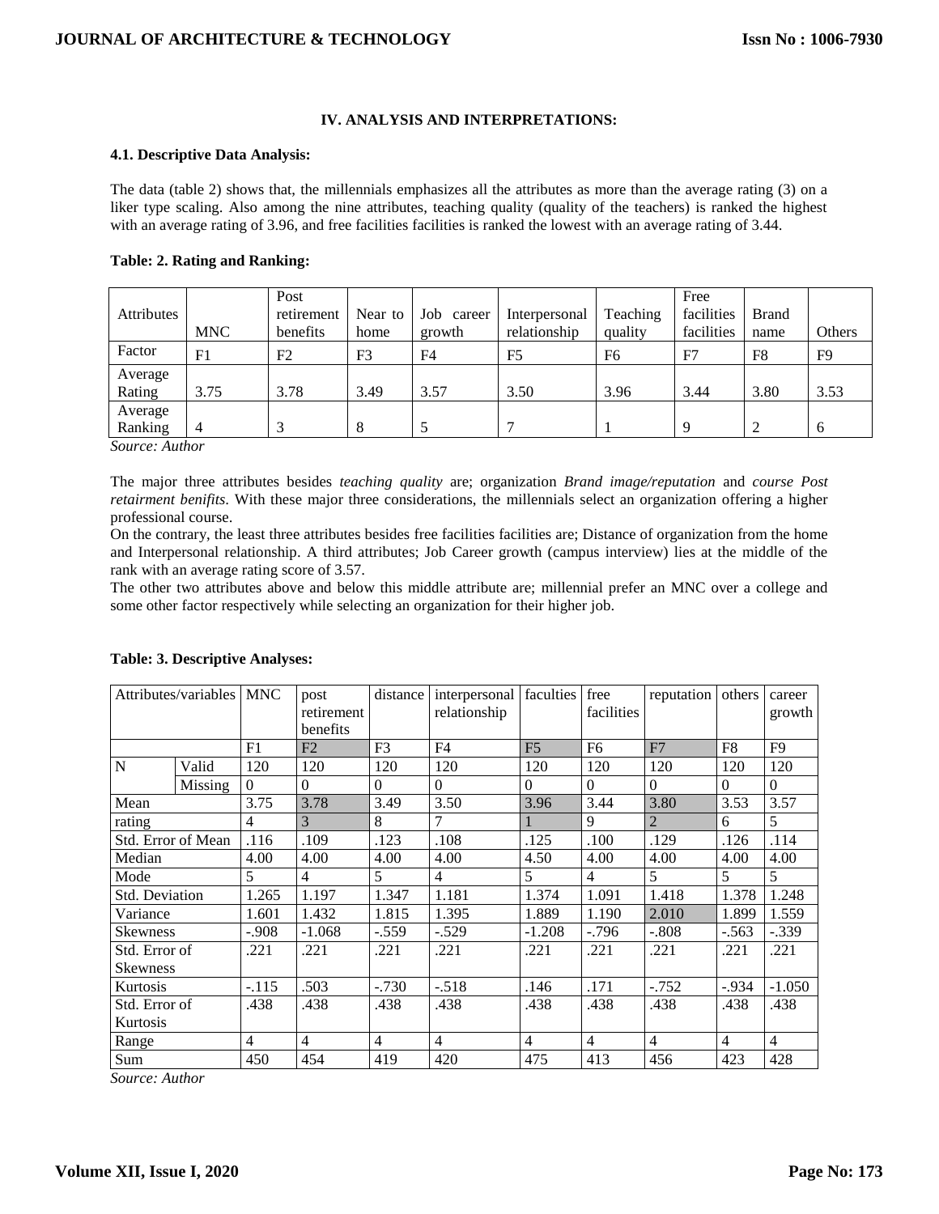### IV. ANALYSIS AND INTERPRETATIONS:

#### 4.1. Descriptive Data Analysis:

The data (table 2) shows that, the millennials emphasizes all the attributes as more than the average rating (3) on a liker type scaling. Also among the nine attributes, teaching quality (quality of the teachers) is ranked the highest with an average rating of 3.96, and free facilities facilities is ranked the lowest with an average rating of 3.44.

**Table: 2. Rating and Ranking:**

| Attributes | MNC | Post retirement benefits | Near to home | Job career growth | Interpersonal relationship | Teaching quality | Free facilities facilities | Brand name | Others |
|---|---|---|---|---|---|---|---|---|---|
| Factor | F1 | F2 | F3 | F4 | F5 | F6 | F7 | F8 | F9 |
| Average Rating | 3.75 | 3.78 | 3.49 | 3.57 | 3.50 | 3.96 | 3.44 | 3.80 | 3.53 |
| Average Ranking | 4 | 3 | 8 | 5 | 7 | 1 | 9 | 2 | 6 |

*Source: Author*

The major three attributes besides *teaching quality* are; organization *Brand image/reputation* and *course Post retairment benifits*. With these major three considerations, the millennials select an organization offering a higher professional course.

On the contrary, the least three attributes besides free facilities facilities are; Distance of organization from the home and Interpersonal relationship. A third attributes; Job Career growth (campus interview) lies at the middle of the rank with an average rating score of 3.57.

The other two attributes above and below this middle attribute are; millennial prefer an MNC over a college and some other factor respectively while selecting an organization for their higher job.

**Table: 3. Descriptive Analyses:**

| Attributes/variables | | MNC | post retirement benefits | distance | interpersonal relationship | faculties | free facilities | reputation | others | career growth |
|---|---|---|---|---|---|---|---|---|---|---|
| | | F1 | F2 | F3 | F4 | F5 | F6 | F7 | F8 | F9 |
| N | Valid | 120 | 120 | 120 | 120 | 120 | 120 | 120 | 120 | 120 |
| | Missing | 0 | 0 | 0 | 0 | 0 | 0 | 0 | 0 | 0 |
| Mean | | 3.75 | 3.78 | 3.49 | 3.50 | 3.96 | 3.44 | 3.80 | 3.53 | 3.57 |
| rating | | 4 | 3 | 8 | 7 | 1 | 9 | 2 | 6 | 5 |
| Std. Error of Mean | | .116 | .109 | .123 | .108 | .125 | .100 | .129 | .126 | .114 |
| Median | | 4.00 | 4.00 | 4.00 | 4.00 | 4.50 | 4.00 | 4.00 | 4.00 | 4.00 |
| Mode | | 5 | 4 | 5 | 4 | 5 | 4 | 5 | 5 | 5 |
| Std. Deviation | | 1.265 | 1.197 | 1.347 | 1.181 | 1.374 | 1.091 | 1.418 | 1.378 | 1.248 |
| Variance | | 1.601 | 1.432 | 1.815 | 1.395 | 1.889 | 1.190 | 2.010 | 1.899 | 1.559 |
| Skewness | | -.908 | -1.068 | -.559 | -.529 | -1.208 | -.796 | -.808 | -.563 | -.339 |
| Std. Error of Skewness | | .221 | .221 | .221 | .221 | .221 | .221 | .221 | .221 | .221 |
| Kurtosis | | -.115 | .503 | -.730 | -.518 | .146 | .171 | -.752 | -.934 | -1.050 |
| Std. Error of Kurtosis | | .438 | .438 | .438 | .438 | .438 | .438 | .438 | .438 | .438 |
| Range | | 4 | 4 | 4 | 4 | 4 | 4 | 4 | 4 | 4 |
| Sum | | 450 | 454 | 419 | 420 | 475 | 413 | 456 | 423 | 428 |

*Source: Author*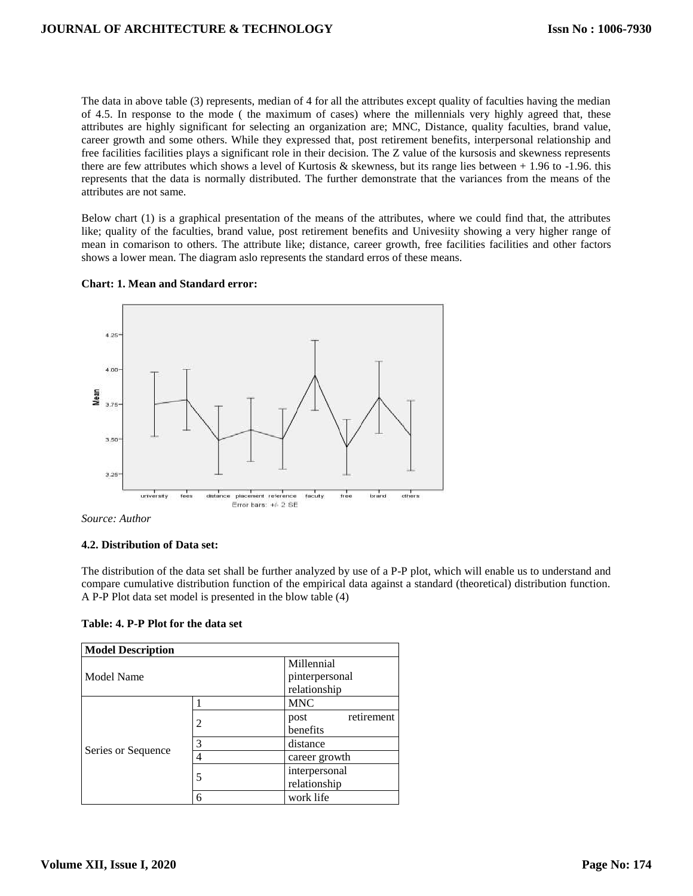The data in above table (3) represents, median of 4 for all the attributes except quality of faculties having the median of 4.5. In response to the mode ( the maximum of cases) where the millennials very highly agreed that, these attributes are highly significant for selecting an organization are; MNC, Distance, quality faculties, brand value, career growth and some others. While they expressed that, post retirement benefits, interpersonal relationship and free facilities facilities plays a significant role in their decision. The Z value of the kursosis and skewness represents there are few attributes which shows a level of Kurtosis & skewness, but its range lies between + 1.96 to -1.96. this represents that the data is normally distributed. The further demonstrate that the variances from the means of the attributes are not same.

Below chart (1) is a graphical presentation of the means of the attributes, where we could find that, the attributes like; quality of the faculties, brand value, post retirement benefits and Univesiity showing a very higher range of mean in comarison to others. The attribute like; distance, career growth, free facilities facilities and other factors shows a lower mean. The diagram aslo represents the standard erros of these means.

**Chart: 1. Mean and Standard error:**

*Source: Author*

**4.2. Distribution of Data set:**

The distribution of the data set shall be further analyzed by use of a P-P plot, which will enable us to understand and compare cumulative distribution function of the empirical data against a standard (theoretical) distribution function. A P-P Plot data set model is presented in the blow table (4)

**Table: 4. P-P Plot for the data set**

| Model Description | | |
|---|---|---|
| Model Name | | Millennial pinterpersonal relationship |
| Series or Sequence | 1 | MNC |
| | 2 | post retirement benefits |
| | 3 | distance |
| | 4 | career growth |
| | 5 | interpersonal relationship |
| | 6 | work life |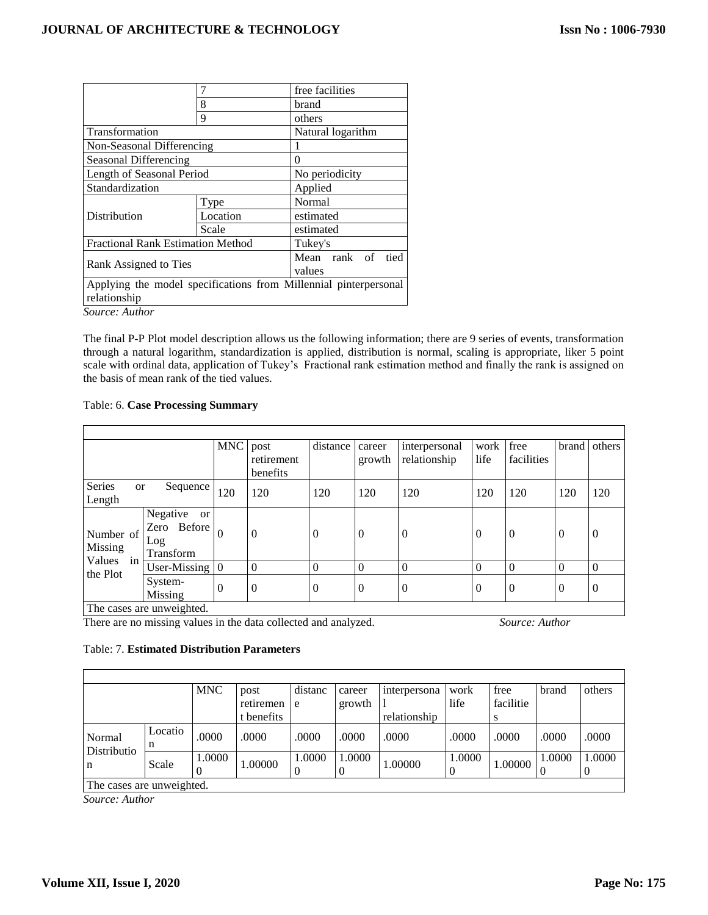| | | |
|---|---|---|
| | 7 | free facilities |
| | 8 | brand |
| | 9 | others |
| Transformation | | Natural logarithm |
| Non-Seasonal Differencing | | 1 |
| Seasonal Differencing | | 0 |
| Length of Seasonal Period | | No periodicity |
| Standardization | | Applied |
| Distribution | Type | Normal |
| | Location | estimated |
| | Scale | estimated |
| Fractional Rank Estimation Method | | Tukey's |
| Rank Assigned to Ties | | Mean rank of tied values |
| Applying the model specifications from Millennial pinterpersonal relationship | | |

*Source: Author*

The final P-P Plot model description allows us the following information; there are 9 series of events, transformation through a natural logarithm, standardization is applied, distribution is normal, scaling is appropriate, liker 5 point scale with ordinal data, application of Tukey's Fractional rank estimation method and finally the rank is assigned on the basis of mean rank of the tied values.

Table: 6. **Case Processing Summary**

| | | MNC | post retirement benefits | distance | career growth | interpersonal relationship | work life | free facilities | brand | others |
|---|---|---|---|---|---|---|---|---|---|---|
| Series or Sequence Length | | 120 | 120 | 120 | 120 | 120 | 120 | 120 | 120 | 120 |
| Number of Missing Values in the Plot | Negative or Zero Before Log Transform | 0 | 0 | 0 | 0 | 0 | 0 | 0 | 0 | 0 |
| | User-Missing | 0 | 0 | 0 | 0 | 0 | 0 | 0 | 0 | 0 |
| | System-Missing | 0 | 0 | 0 | 0 | 0 | 0 | 0 | 0 | 0 |
| The cases are unweighted. | | | | | | | | | | |

There are no missing values in the data collected and analyzed. *Source: Author*

Table: 7. **Estimated Distribution Parameters**

| | | MNC | post retirement benefits | distance | career growth | interpersonal relationship | work life | free facilities | brand | others |
|---|---|---|---|---|---|---|---|---|---|---|
| Normal Distribution | Location | .0000 | .0000 | .0000 | .0000 | .0000 | .0000 | .0000 | .0000 | .0000 |
| | Scale | 1.00000 | 1.00000 | 1.00000 | 1.00000 | 1.00000 | 1.00000 | 1.00000 | 1.00000 | 1.00000 |
| The cases are unweighted. | | | | | | | | | | |

*Source: Author*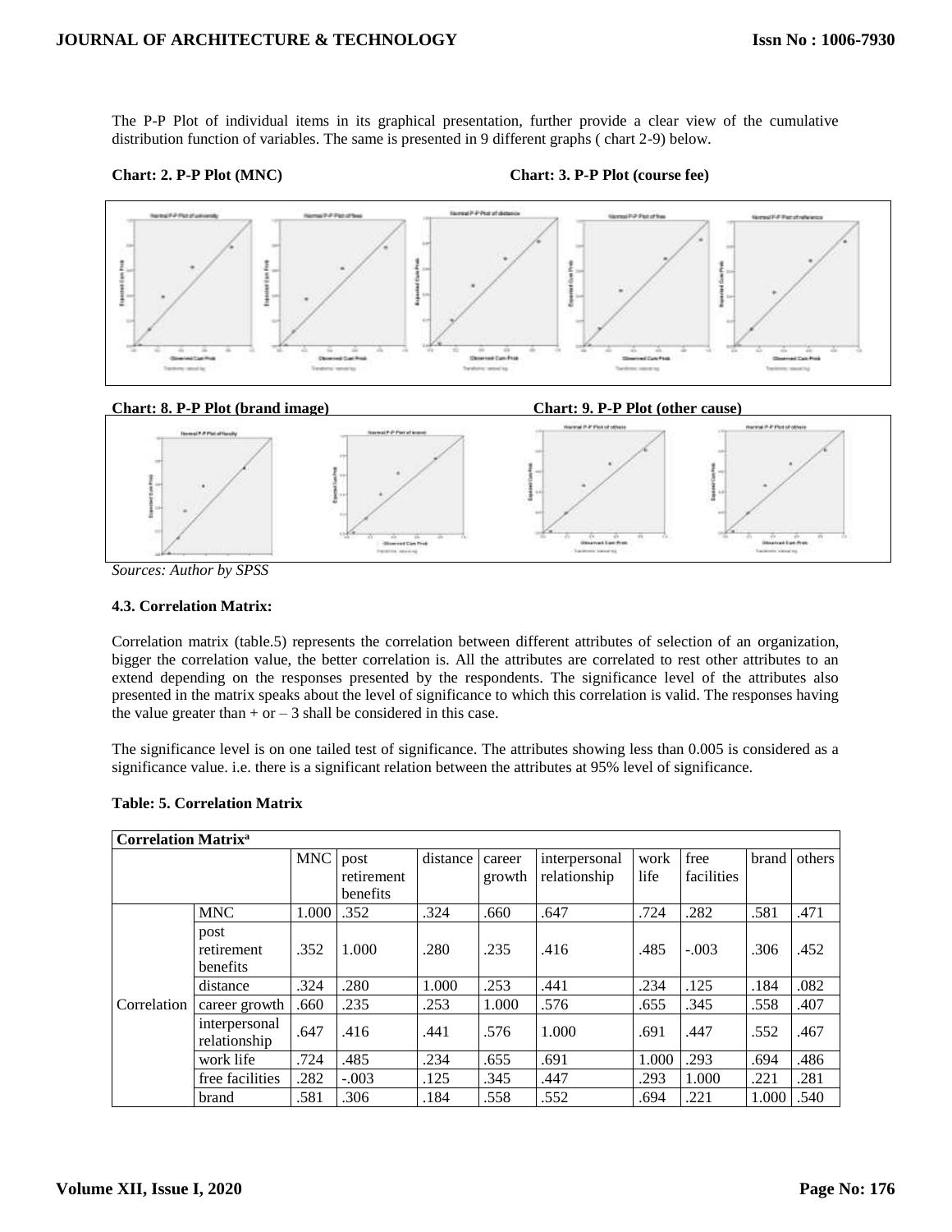The P-P Plot of individual items in its graphical presentation, further provide a clear view of the cumulative distribution function of variables. The same is presented in 9 different graphs ( chart 2-9) below.

**Chart: 2. P-P Plot (MNC)** **Chart: 3. P-P Plot (course fee)**

**Chart: 8. P-P Plot (brand image)** **Chart: 9. P-P Plot (other cause)**

*Sources: Author by SPSS*

### 4.3. Correlation Matrix:

Correlation matrix (table.5) represents the correlation between different attributes of selection of an organization, bigger the correlation value, the better correlation is. All the attributes are correlated to rest other attributes to an extend depending on the responses presented by the respondents. The significance level of the attributes also presented in the matrix speaks about the level of significance to which this correlation is valid. The responses having the value greater than + or – 3 shall be considered in this case.

The significance level is on one tailed test of significance. The attributes showing less than 0.005 is considered as a significance value. i.e. there is a significant relation between the attributes at 95% level of significance.

**Table: 5. Correlation Matrix**

| Correlation Matrix[a] | | | | | | | | | | |
|---|---|---|---|---|---|---|---|---|---|---|
| | | MNC | post retirement benefits | distance | career growth | interpersonal relationship | work life | free facilities | brand | others |
| Correlation | MNC | 1.000 | .352 | .324 | .660 | .647 | .724 | .282 | .581 | .471 |
| | post retirement benefits | .352 | 1.000 | .280 | .235 | .416 | .485 | -.003 | .306 | .452 |
| | distance | .324 | .280 | 1.000 | .253 | .441 | .234 | .125 | .184 | .082 |
| | career growth | .660 | .235 | .253 | 1.000 | .576 | .655 | .345 | .558 | .407 |
| | interpersonal relationship | .647 | .416 | .441 | .576 | 1.000 | .691 | .447 | .552 | .467 |
| | work life | .724 | .485 | .234 | .655 | .691 | 1.000 | .293 | .694 | .486 |
| | free facilities | .282 | -.003 | .125 | .345 | .447 | .293 | 1.000 | .221 | .281 |
| | brand | .581 | .306 | .184 | .558 | .552 | .694 | .221 | 1.000 | .540 |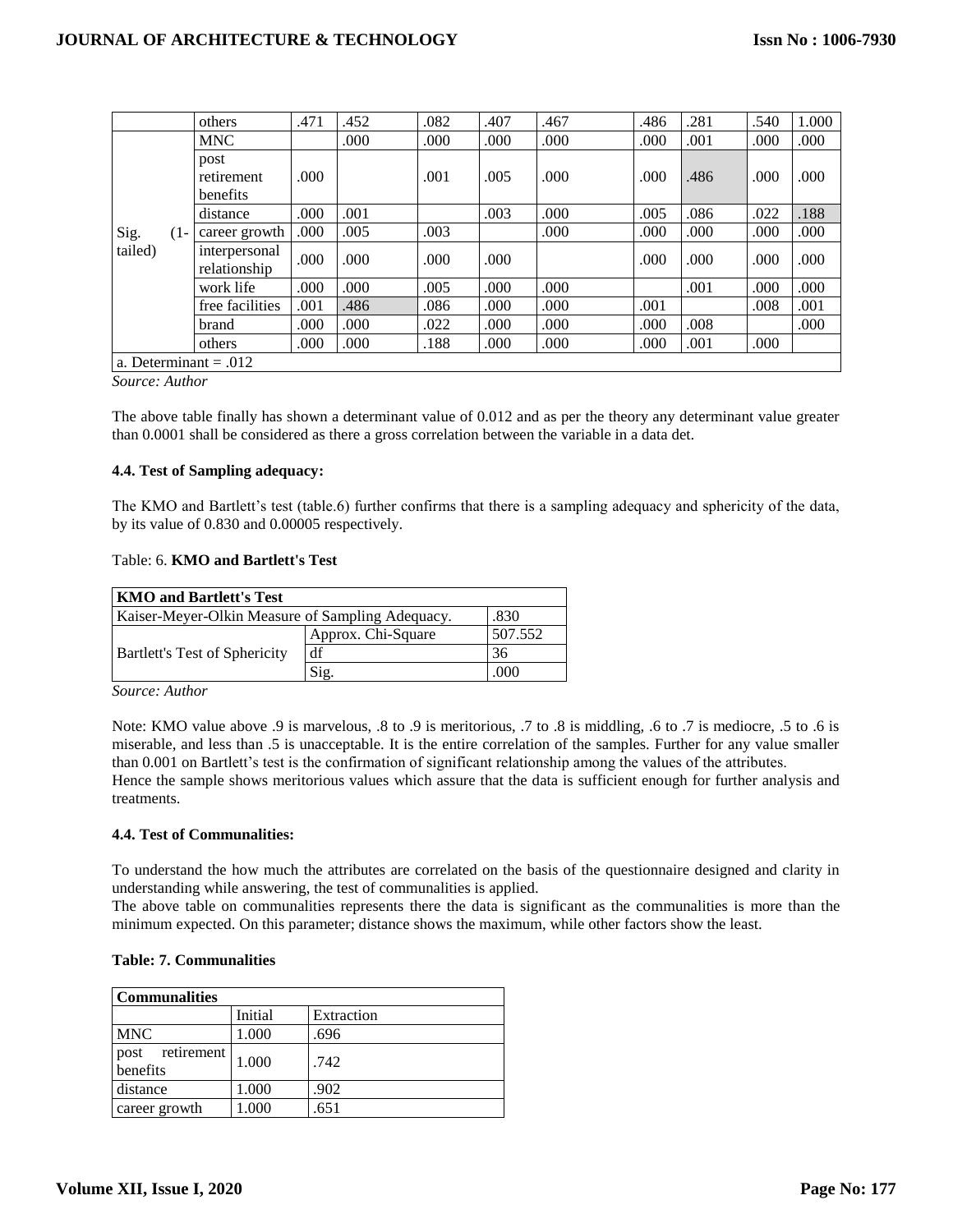|  | others | .471 | .452 | .082 | .407 | .467 | .486 | .281 | .540 | 1.000 |
|---|---|---|---|---|---|---|---|---|---|---|
| Sig. (1-tailed) | MNC |  | .000 | .000 | .000 | .000 | .000 | .001 | .000 | .000 |
|  | post retirement benefits | .000 |  | .001 | .005 | .000 | .000 | .486 | .000 | .000 |
|  | distance | .000 | .001 |  | .003 | .000 | .005 | .086 | .022 | .188 |
|  | career growth | .000 | .005 | .003 |  | .000 | .000 | .000 | .000 | .000 |
|  | interpersonal relationship | .000 | .000 | .000 | .000 |  | .000 | .000 | .000 | .000 |
|  | work life | .000 | .000 | .005 | .000 | .000 |  | .001 | .000 | .000 |
|  | free facilities | .001 | .486 | .086 | .000 | .000 | .001 |  | .008 | .001 |
|  | brand | .000 | .000 | .022 | .000 | .000 | .000 | .008 |  | .000 |
|  | others | .000 | .000 | .188 | .000 | .000 | .000 | .001 | .000 |  |
| a. Determinant = .012 |  |  |  |  |  |  |  |  |  |  |

*Source: Author*

The above table finally has shown a determinant value of 0.012 and as per the theory any determinant value greater than 0.0001 shall be considered as there a gross correlation between the variable in a data det.

#### 4.4. Test of Sampling adequacy:

The KMO and Bartlett's test (table.6) further confirms that there is a sampling adequacy and sphericity of the data, by its value of 0.830 and 0.00005 respectively.

Table: 6. **KMO and Bartlett's Test**

| **KMO and Bartlett's Test** | | |
|---|---|---|
| Kaiser-Meyer-Olkin Measure of Sampling Adequacy. | | .830 |
| Bartlett's Test of Sphericity | Approx. Chi-Square | 507.552 |
| | df | 36 |
| | Sig. | .000 |

*Source: Author*

Note: KMO value above .9 is marvelous, .8 to .9 is meritorious, .7 to .8 is middling, .6 to .7 is mediocre, .5 to .6 is miserable, and less than .5 is unacceptable. It is the entire correlation of the samples. Further for any value smaller than 0.001 on Bartlett's test is the confirmation of significant relationship among the values of the attributes.
Hence the sample shows meritorious values which assure that the data is sufficient enough for further analysis and treatments.

#### 4.4. Test of Communalities:

To understand the how much the attributes are correlated on the basis of the questionnaire designed and clarity in understanding while answering, the test of communalities is applied.
The above table on communalities represents there the data is significant as the communalities is more than the minimum expected. On this parameter; distance shows the maximum, while other factors show the least.

**Table: 7. Communalities**

| **Communalities** | | |
|---|---|---|
| | Initial | Extraction |
| MNC | 1.000 | .696 |
| post retirement benefits | 1.000 | .742 |
| distance | 1.000 | .902 |
| career growth | 1.000 | .651 |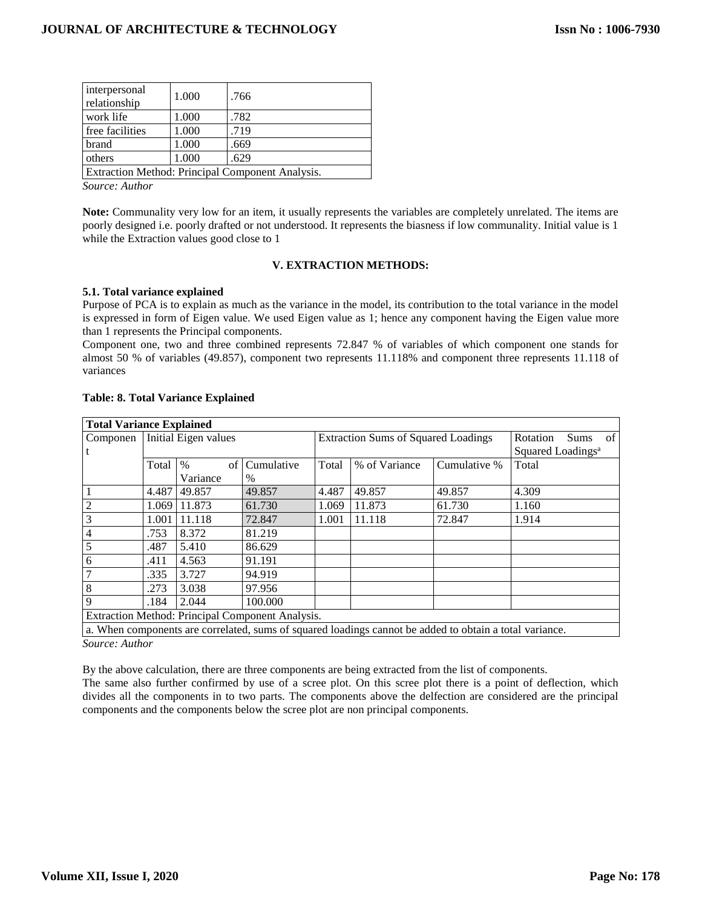| interpersonal relationship | 1.000 | .766 |
|---|---|---|
| work life | 1.000 | .782 |
| free facilities | 1.000 | .719 |
| brand | 1.000 | .669 |
| others | 1.000 | .629 |
| Extraction Method: Principal Component Analysis. | | |

*Source: Author*

**Note:** Communality very low for an item, it usually represents the variables are completely unrelated. The items are poorly designed i.e. poorly drafted or not understood. It represents the biasness if low communality. Initial value is 1 while the Extraction values good close to 1

## V. EXTRACTION METHODS:

### 5.1. Total variance explained

Purpose of PCA is to explain as much as the variance in the model, its contribution to the total variance in the model is expressed in form of Eigen value. We used Eigen value as 1; hence any component having the Eigen value more than 1 represents the Principal components.

Component one, two and three combined represents 72.847 % of variables of which component one stands for almost 50 % of variables (49.857), component two represents 11.118% and component three represents 11.118 of variances

**Table: 8. Total Variance Explained**

| Total Variance Explained | | | | | | | |
|---|---|---|---|---|---|---|---|
| Component | Initial Eigen values | | | Extraction Sums of Squared Loadings | | | Rotation Sums of Squared Loadings[a] |
| | Total | % of Variance | Cumulative % | Total | % of Variance | Cumulative % | Total |
| 1 | 4.487 | 49.857 | 49.857 | 4.487 | 49.857 | 49.857 | 4.309 |
| 2 | 1.069 | 11.873 | 61.730 | 1.069 | 11.873 | 61.730 | 1.160 |
| 3 | 1.001 | 11.118 | 72.847 | 1.001 | 11.118 | 72.847 | 1.914 |
| 4 | .753 | 8.372 | 81.219 | | | | |
| 5 | .487 | 5.410 | 86.629 | | | | |
| 6 | .411 | 4.563 | 91.191 | | | | |
| 7 | .335 | 3.727 | 94.919 | | | | |
| 8 | .273 | 3.038 | 97.956 | | | | |
| 9 | .184 | 2.044 | 100.000 | | | | |
| Extraction Method: Principal Component Analysis. | | | | | | | |
| a. When components are correlated, sums of squared loadings cannot be added to obtain a total variance. | | | | | | | |

*Source: Author*

By the above calculation, there are three components are being extracted from the list of components.

The same also further confirmed by use of a scree plot. On this scree plot there is a point of deflection, which divides all the components in to two parts. The components above the delfection are considered are the principal components and the components below the scree plot are non principal components.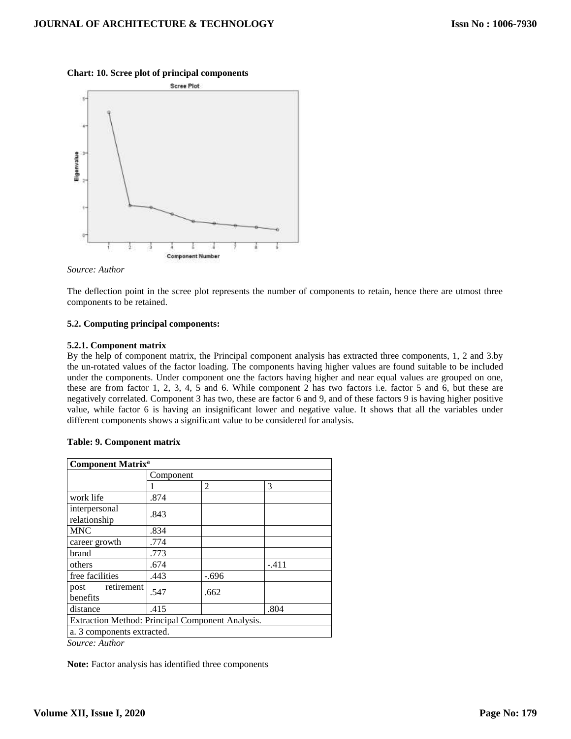**Chart: 10. Scree plot of principal components**

*Source: Author*

The deflection point in the scree plot represents the number of components to retain, hence there are utmost three components to be retained.

**5.2. Computing principal components:**

**5.2.1. Component matrix**

By the help of component matrix, the Principal component analysis has extracted three components, 1, 2 and 3.by the un-rotated values of the factor loading. The components having higher values are found suitable to be included under the components. Under component one the factors having higher and near equal values are grouped on one, these are from factor 1, 2, 3, 4, 5 and 6. While component 2 has two factors i.e. factor 5 and 6, but these are negatively correlated. Component 3 has two, these are factor 6 and 9, and of these factors 9 is having higher positive value, while factor 6 is having an insignificant lower and negative value. It shows that all the variables under different components shows a significant value to be considered for analysis.

**Table: 9. Component matrix**

| Component Matrix[a] | | | |
|---|---|---|---|
| | Component | | |
| | 1 | 2 | 3 |
| work life | .874 | | |
| interpersonal relationship | .843 | | |
| MNC | .834 | | |
| career growth | .774 | | |
| brand | .773 | | |
| others | .674 | | -.411 |
| free facilities | .443 | -.696 | |
| post retirement benefits | .547 | .662 | |
| distance | .415 | | .804 |
| Extraction Method: Principal Component Analysis. | | | |
| a. 3 components extracted. | | | |

*Source: Author*

**Note:** Factor analysis has identified three components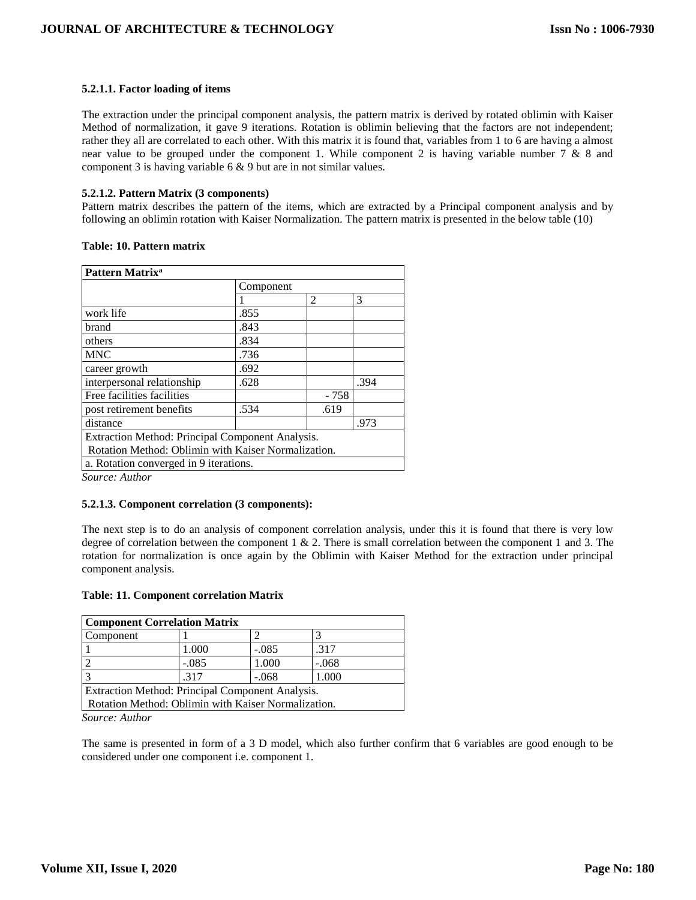#### 5.2.1.1. Factor loading of items

The extraction under the principal component analysis, the pattern matrix is derived by rotated oblimin with Kaiser Method of normalization, it gave 9 iterations. Rotation is oblimin believing that the factors are not independent; rather they all are correlated to each other. With this matrix it is found that, variables from 1 to 6 are having a almost near value to be grouped under the component 1. While component 2 is having variable number 7 & 8 and component 3 is having variable 6 & 9 but are in not similar values.

#### 5.2.1.2. Pattern Matrix (3 components)

Pattern matrix describes the pattern of the items, which are extracted by a Principal component analysis and by following an oblimin rotation with Kaiser Normalization. The pattern matrix is presented in the below table (10)

**Table: 10. Pattern matrix**

| Pattern Matrix[a] | | | |
|---|---|---|---|
| | Component | | |
| | 1 | 2 | 3 |
| work life | .855 | | |
| brand | .843 | | |
| others | .834 | | |
| MNC | .736 | | |
| career growth | .692 | | |
| interpersonal relationship | .628 | | .394 |
| Free facilities facilities | | - 758 | |
| post retirement benefits | .534 | .619 | |
| distance | | | .973 |
| Extraction Method: Principal Component Analysis. | | | |
| Rotation Method: Oblimin with Kaiser Normalization. | | | |
| a. Rotation converged in 9 iterations. | | | |

*Source: Author*

#### 5.2.1.3. Component correlation (3 components):

The next step is to do an analysis of component correlation analysis, under this it is found that there is very low degree of correlation between the component 1 & 2. There is small correlation between the component 1 and 3. The rotation for normalization is once again by the Oblimin with Kaiser Method for the extraction under principal component analysis.

**Table: 11. Component correlation Matrix**

| Component Correlation Matrix | | | |
|---|---|---|---|
| Component | 1 | 2 | 3 |
| 1 | 1.000 | -.085 | .317 |
| 2 | -.085 | 1.000 | -.068 |
| 3 | .317 | -.068 | 1.000 |
| Extraction Method: Principal Component Analysis. | | | |
| Rotation Method: Oblimin with Kaiser Normalization. | | | |

*Source: Author*

The same is presented in form of a 3 D model, which also further confirm that 6 variables are good enough to be considered under one component i.e. component 1.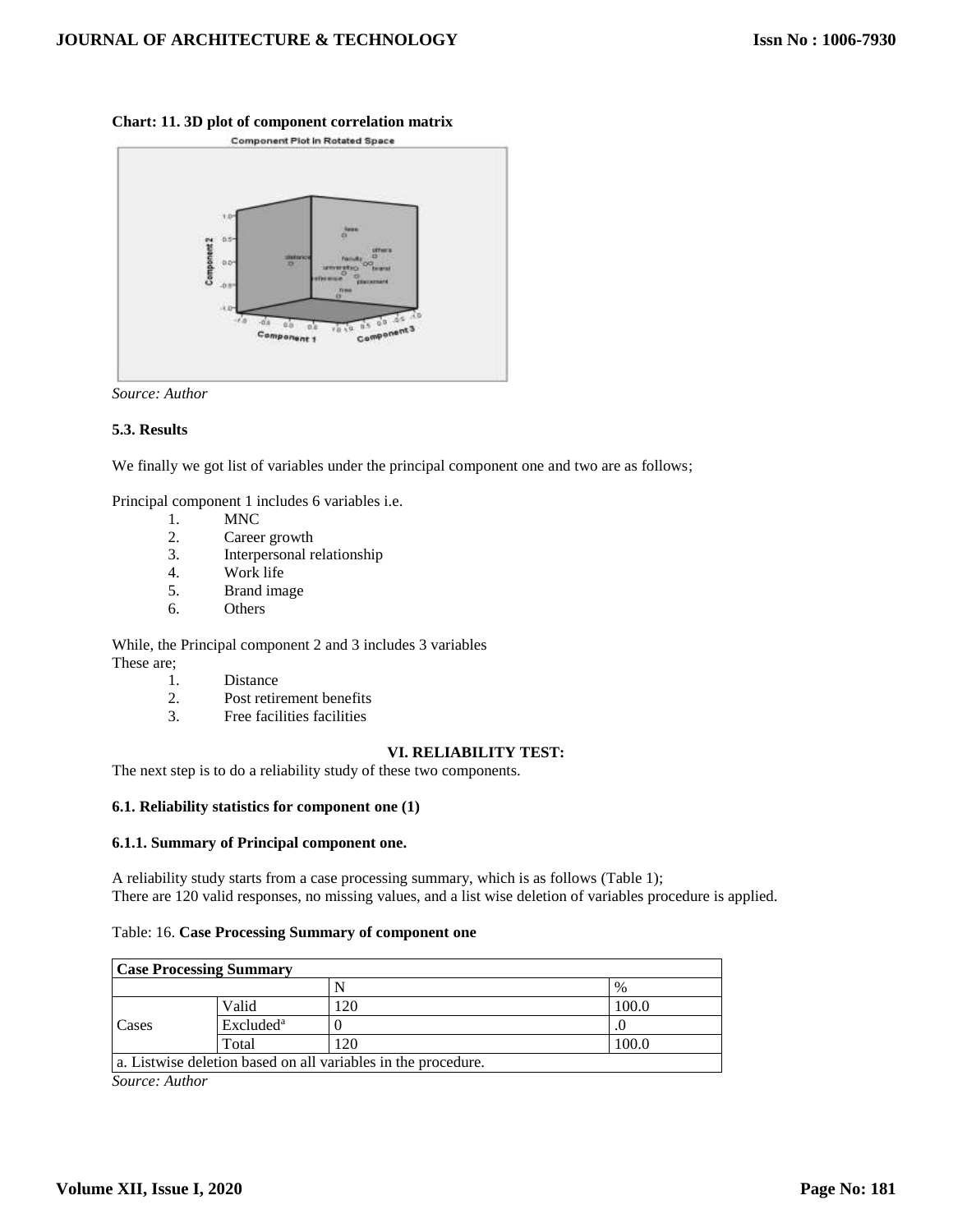**Chart: 11. 3D plot of component correlation matrix**

*Source: Author*

**5.3. Results**

We finally we got list of variables under the principal component one and two are as follows;

Principal component 1 includes 6 variables i.e.

1. MNC
2. Career growth
3. Interpersonal relationship
4. Work life
5. Brand image
6. Others

While, the Principal component 2 and 3 includes 3 variables
These are;

1. Distance
2. Post retirement benefits
3. Free facilities facilities

## VI. RELIABILITY TEST:

The next step is to do a reliability study of these two components.

**6.1. Reliability statistics for component one (1)**

**6.1.1. Summary of Principal component one.**

A reliability study starts from a case processing summary, which is as follows (Table 1);
There are 120 valid responses, no missing values, and a list wise deletion of variables procedure is applied.

Table: 16. **Case Processing Summary of component one**

| **Case Processing Summary** | | | |
|---|---|---|---|
| | | N | % |
| Cases | Valid | 120 | 100.0 |
| | Excluded[a] | 0 | .0 |
| | Total | 120 | 100.0 |
| a. Listwise deletion based on all variables in the procedure. | | | |

*Source: Author*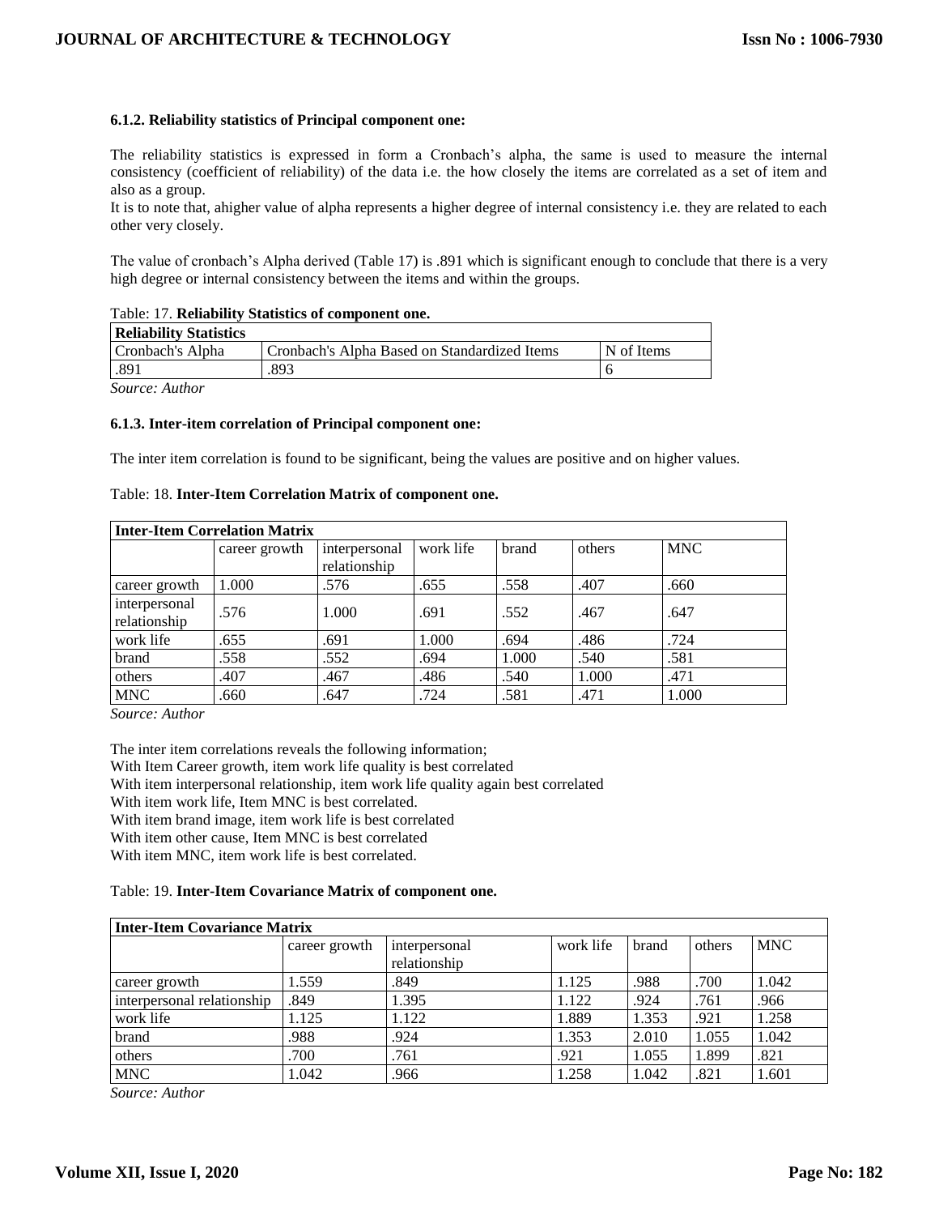#### 6.1.2. Reliability statistics of Principal component one:

The reliability statistics is expressed in form a Cronbach's alpha, the same is used to measure the internal consistency (coefficient of reliability) of the data i.e. the how closely the items are correlated as a set of item and also as a group.

It is to note that, ahigher value of alpha represents a higher degree of internal consistency i.e. they are related to each other very closely.

The value of cronbach's Alpha derived (Table 17) is .891 which is significant enough to conclude that there is a very high degree or internal consistency between the items and within the groups.

Table: 17. **Reliability Statistics of component one.**

| Reliability Statistics | | |
|---|---|---|
| Cronbach's Alpha | Cronbach's Alpha Based on Standardized Items | N of Items |
| .891 | .893 | 6 |

*Source: Author*

#### 6.1.3. Inter-item correlation of Principal component one:

The inter item correlation is found to be significant, being the values are positive and on higher values.

Table: 18. **Inter-Item Correlation Matrix of component one.**

| Inter-Item Correlation Matrix | | | | | | |
|---|---|---|---|---|---|---|
| | career growth | interpersonal relationship | work life | brand | others | MNC |
| career growth | 1.000 | .576 | .655 | .558 | .407 | .660 |
| interpersonal relationship | .576 | 1.000 | .691 | .552 | .467 | .647 |
| work life | .655 | .691 | 1.000 | .694 | .486 | .724 |
| brand | .558 | .552 | .694 | 1.000 | .540 | .581 |
| others | .407 | .467 | .486 | .540 | 1.000 | .471 |
| MNC | .660 | .647 | .724 | .581 | .471 | 1.000 |

*Source: Author*

The inter item correlations reveals the following information;

With Item Career growth, item work life quality is best correlated

With item interpersonal relationship, item work life quality again best correlated

With item work life, Item MNC is best correlated.

With item brand image, item work life is best correlated

With item other cause, Item MNC is best correlated

With item MNC, item work life is best correlated.

Table: 19. **Inter-Item Covariance Matrix of component one.**

| Inter-Item Covariance Matrix | | | | | | |
|---|---|---|---|---|---|---|
| | career growth | interpersonal relationship | work life | brand | others | MNC |
| career growth | 1.559 | .849 | 1.125 | .988 | .700 | 1.042 |
| interpersonal relationship | .849 | 1.395 | 1.122 | .924 | .761 | .966 |
| work life | 1.125 | 1.122 | 1.889 | 1.353 | .921 | 1.258 |
| brand | .988 | .924 | 1.353 | 2.010 | 1.055 | 1.042 |
| others | .700 | .761 | .921 | 1.055 | 1.899 | .821 |
| MNC | 1.042 | .966 | 1.258 | 1.042 | .821 | 1.601 |

*Source: Author*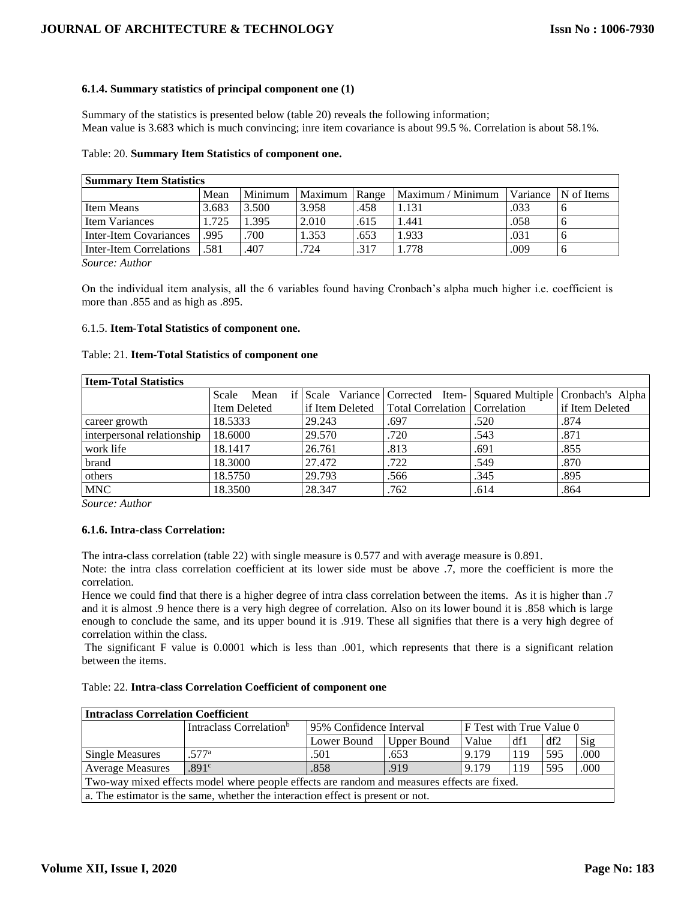### 6.1.4. Summary statistics of principal component one (1)

Summary of the statistics is presented below (table 20) reveals the following information;
Mean value is 3.683 which is much convincing; inre item covariance is about 99.5 %. Correlation is about 58.1%.

Table: 20. **Summary Item Statistics of component one.**

| Summary Item Statistics | | | | | | | |
|---|---|---|---|---|---|---|---|
| | Mean | Minimum | Maximum | Range | Maximum / Minimum | Variance | N of Items |
| Item Means | 3.683 | 3.500 | 3.958 | .458 | 1.131 | .033 | 6 |
| Item Variances | 1.725 | 1.395 | 2.010 | .615 | 1.441 | .058 | 6 |
| Inter-Item Covariances | .995 | .700 | 1.353 | .653 | 1.933 | .031 | 6 |
| Inter-Item Correlations | .581 | .407 | .724 | .317 | 1.778 | .009 | 6 |

*Source: Author*

On the individual item analysis, all the 6 variables found having Cronbach's alpha much higher i.e. coefficient is more than .855 and as high as .895.

6.1.5. **Item-Total Statistics of component one.**

Table: 21. **Item-Total Statistics of component one**

| Item-Total Statistics | | | | | |
|---|---|---|---|---|---|
| | Scale Mean if Item Deleted | Scale Variance if Item Deleted | Corrected Item-Total Correlation | Squared Multiple Correlation | Cronbach's Alpha if Item Deleted |
| career growth | 18.5333 | 29.243 | .697 | .520 | .874 |
| interpersonal relationship | 18.6000 | 29.570 | .720 | .543 | .871 |
| work life | 18.1417 | 26.761 | .813 | .691 | .855 |
| brand | 18.3000 | 27.472 | .722 | .549 | .870 |
| others | 18.5750 | 29.793 | .566 | .345 | .895 |
| MNC | 18.3500 | 28.347 | .762 | .614 | .864 |

*Source: Author*

**6.1.6. Intra-class Correlation:**

The intra-class correlation (table 22) with single measure is 0.577 and with average measure is 0.891.

Note: the intra class correlation coefficient at its lower side must be above .7, more the coefficient is more the correlation.

Hence we could find that there is a higher degree of intra class correlation between the items. As it is higher than .7 and it is almost .9 hence there is a very high degree of correlation. Also on its lower bound it is .858 which is large enough to conclude the same, and its upper bound it is .919. These all signifies that there is a very high degree of correlation within the class.

The significant F value is 0.0001 which is less than .001, which represents that there is a significant relation between the items.

Table: 22. **Intra-class Correlation Coefficient of component one**

| Intraclass Correlation Coefficient | | | | | | | |
|---|---|---|---|---|---|---|---|
| | Intraclass Correlation[b] | 95% Confidence Interval | | F Test with True Value 0 | | | |
| | | Lower Bound | Upper Bound | Value | df1 | df2 | Sig |
| Single Measures | .577[a] | .501 | .653 | 9.179 | 119 | 595 | .000 |
| Average Measures | .891[c] | .858 | .919 | 9.179 | 119 | 595 | .000 |
| Two-way mixed effects model where people effects are random and measures effects are fixed. | | | | | | | |
| a. The estimator is the same, whether the interaction effect is present or not. | | | | | | | |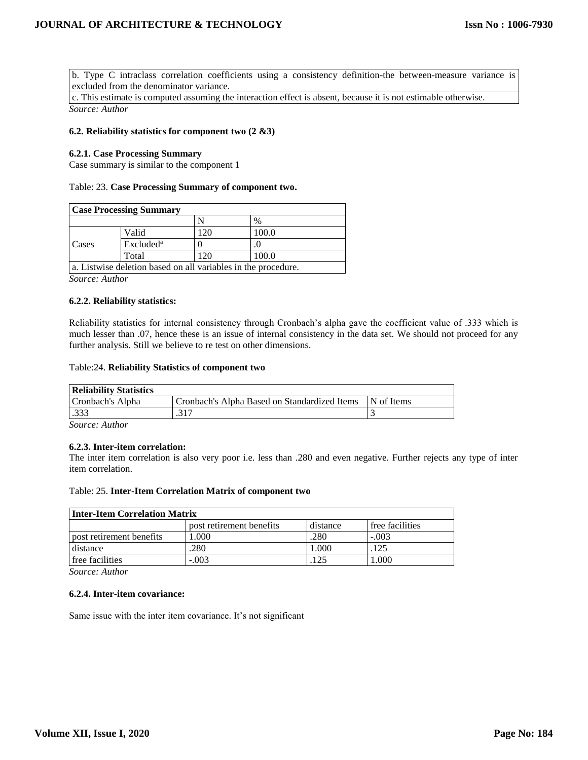| b. Type C intraclass correlation coefficients using a consistency definition-the between-measure variance is excluded from the denominator variance. |
| --- |
| c. This estimate is computed assuming the interaction effect is absent, because it is not estimable otherwise. |

*Source: Author*

### 6.2. Reliability statistics for component two (2 &3)

#### 6.2.1. Case Processing Summary

Case summary is similar to the component 1

Table: 23. **Case Processing Summary of component two.**

| Case Processing Summary | | | |
| --- | --- | --- | --- |
| | | N | % |
| Cases | Valid | 120 | 100.0 |
| | Excluded[a] | 0 | .0 |
| | Total | 120 | 100.0 |
| a. Listwise deletion based on all variables in the procedure. | | | |

*Source: Author*

#### 6.2.2. Reliability statistics:

Reliability statistics for internal consistency through Cronbach's alpha gave the coefficient value of .333 which is much lesser than .07, hence these is an issue of internal consistency in the data set. We should not proceed for any further analysis. Still we believe to re test on other dimensions.

Table:24. **Reliability Statistics of component two**

| Reliability Statistics | | |
| --- | --- | --- |
| Cronbach's Alpha | Cronbach's Alpha Based on Standardized Items | N of Items |
| .333 | .317 | 3 |

*Source: Author*

#### 6.2.3. Inter-item correlation:

The inter item correlation is also very poor i.e. less than .280 and even negative. Further rejects any type of inter item correlation.

Table: 25. **Inter-Item Correlation Matrix of component two**

| Inter-Item Correlation Matrix | | | |
| --- | --- | --- | --- |
| | post retirement benefits | distance | free facilities |
| post retirement benefits | 1.000 | .280 | -.003 |
| distance | .280 | 1.000 | .125 |
| free facilities | -.003 | .125 | 1.000 |

*Source: Author*

#### 6.2.4. Inter-item covariance:

Same issue with the inter item covariance. It's not significant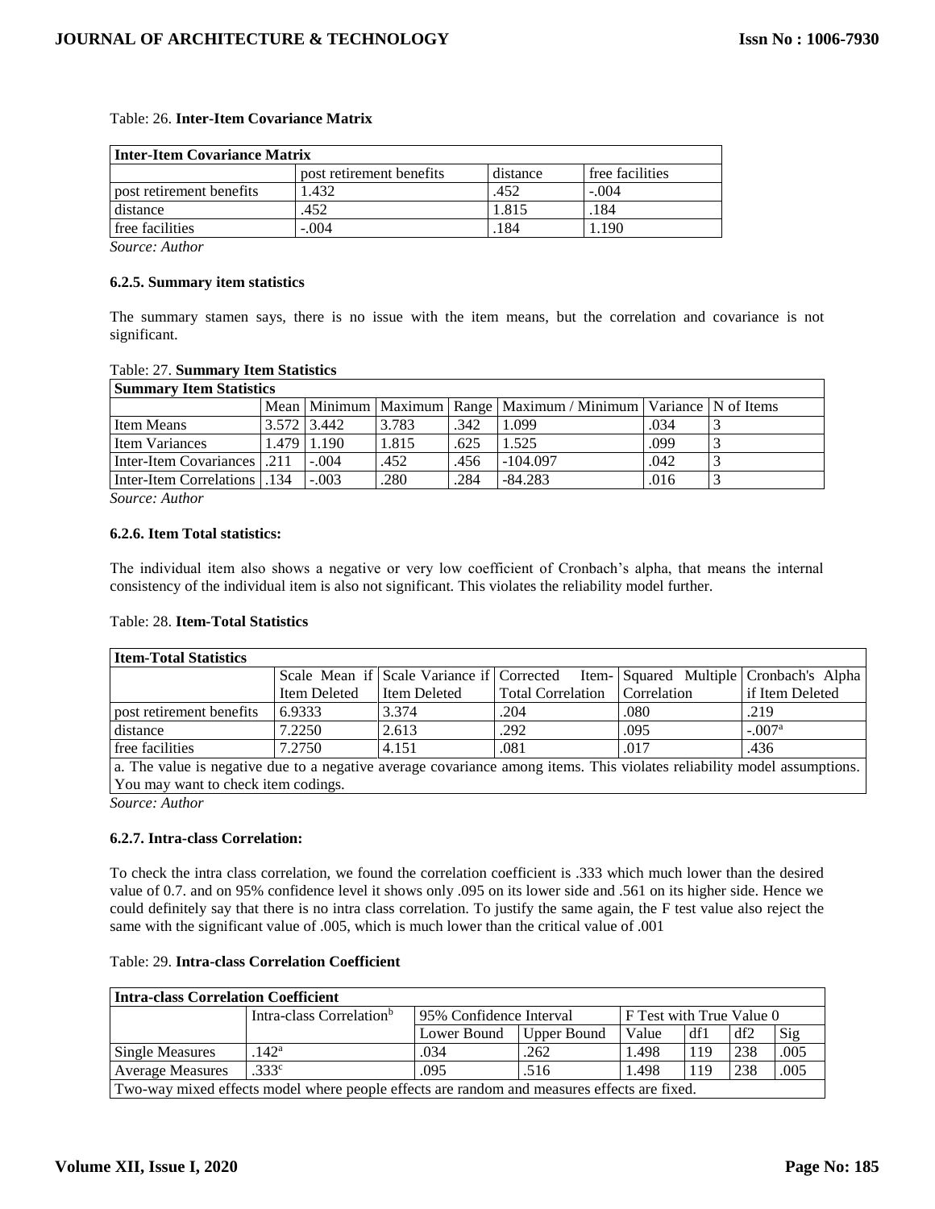Table: 26. **Inter-Item Covariance Matrix**

| **Inter-Item Covariance Matrix** | | | |
|---|---|---|---|
| | post retirement benefits | distance | free facilities |
| post retirement benefits | 1.432 | .452 | -.004 |
| distance | .452 | 1.815 | .184 |
| free facilities | -.004 | .184 | 1.190 |

*Source: Author*

#### 6.2.5. Summary item statistics

The summary stamen says, there is no issue with the item means, but the correlation and covariance is not significant.

Table: 27. **Summary Item Statistics**

| **Summary Item Statistics** | | | | | | | |
|---|---|---|---|---|---|---|---|
| | Mean | Minimum | Maximum | Range | Maximum / Minimum | Variance | N of Items |
| Item Means | 3.572 | 3.442 | 3.783 | .342 | 1.099 | .034 | 3 |
| Item Variances | 1.479 | 1.190 | 1.815 | .625 | 1.525 | .099 | 3 |
| Inter-Item Covariances | .211 | -.004 | .452 | .456 | -104.097 | .042 | 3 |
| Inter-Item Correlations | .134 | -.003 | .280 | .284 | -84.283 | .016 | 3 |

*Source: Author*

#### 6.2.6. Item Total statistics:

The individual item also shows a negative or very low coefficient of Cronbach's alpha, that means the internal consistency of the individual item is also not significant. This violates the reliability model further.

Table: 28. **Item-Total Statistics**

| **Item-Total Statistics** | | | | | |
|---|---|---|---|---|---|
| | Scale Mean if Item Deleted | Scale Variance if Item Deleted | Corrected Item-Total Correlation | Squared Multiple Correlation | Cronbach's Alpha if Item Deleted |
| post retirement benefits | 6.9333 | 3.374 | .204 | .080 | .219 |
| distance | 7.2250 | 2.613 | .292 | .095 | -.007[a] |
| free facilities | 7.2750 | 4.151 | .081 | .017 | .436 |
| a. The value is negative due to a negative average covariance among items. This violates reliability model assumptions. You may want to check item codings. | | | | | |

*Source: Author*

#### 6.2.7. Intra-class Correlation:

To check the intra class correlation, we found the correlation coefficient is .333 which much lower than the desired value of 0.7. and on 95% confidence level it shows only .095 on its lower side and .561 on its higher side. Hence we could definitely say that there is no intra class correlation. To justify the same again, the F test value also reject the same with the significant value of .005, which is much lower than the critical value of .001

Table: 29. **Intra-class Correlation Coefficient**

| **Intra-class Correlation Coefficient** | | | | | | | |
|---|---|---|---|---|---|---|---|
| | Intra-class Correlation[b] | 95% Confidence Interval | | F Test with True Value 0 | | | |
| | | Lower Bound | Upper Bound | Value | df1 | df2 | Sig |
| Single Measures | .142[a] | .034 | .262 | 1.498 | 119 | 238 | .005 |
| Average Measures | .333[c] | .095 | .516 | 1.498 | 119 | 238 | .005 |
| Two-way mixed effects model where people effects are random and measures effects are fixed. | | | | | | | |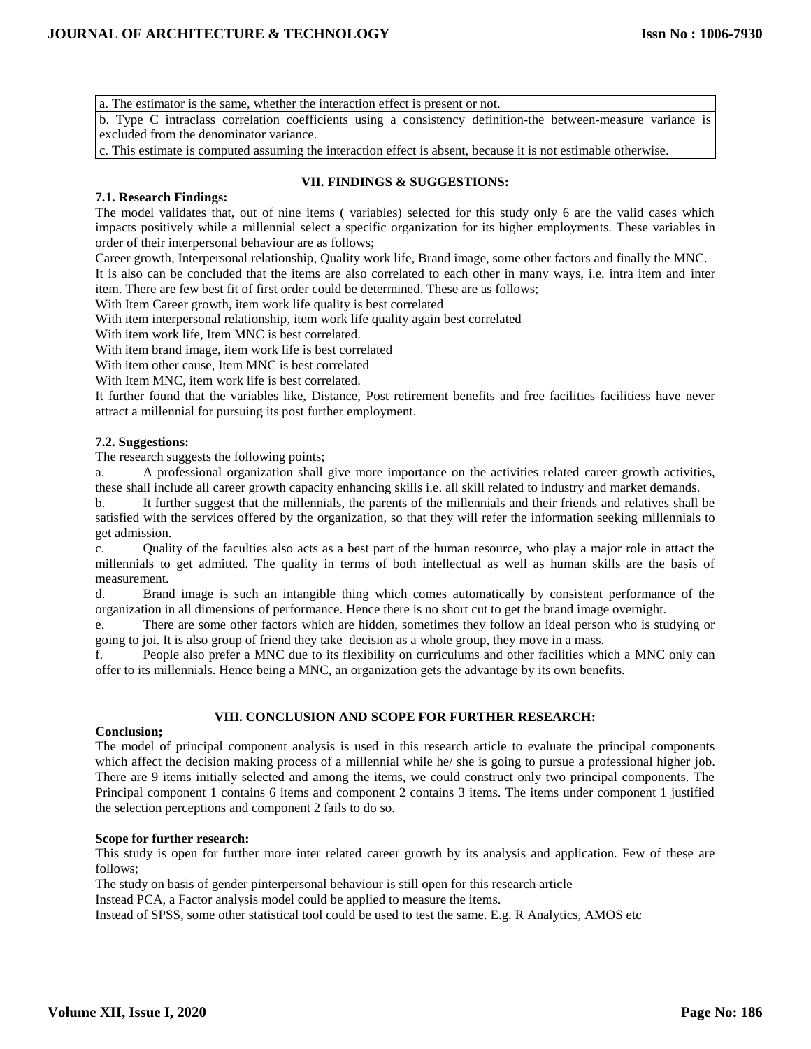| a. The estimator is the same, whether the interaction effect is present or not. |
|---|
| b. Type C intraclass correlation coefficients using a consistency definition-the between-measure variance is excluded from the denominator variance. |
| c. This estimate is computed assuming the interaction effect is absent, because it is not estimable otherwise. |

## VII. FINDINGS & SUGGESTIONS:

### 7.1. Research Findings:

The model validates that, out of nine items ( variables) selected for this study only 6 are the valid cases which impacts positively while a millennial select a specific organization for its higher employments. These variables in order of their interpersonal behaviour are as follows;

Career growth, Interpersonal relationship, Quality work life, Brand image, some other factors and finally the MNC.

It is also can be concluded that the items are also correlated to each other in many ways, i.e. intra item and inter item. There are few best fit of first order could be determined. These are as follows;

With Item Career growth, item work life quality is best correlated

With item interpersonal relationship, item work life quality again best correlated

With item work life, Item MNC is best correlated.

With item brand image, item work life is best correlated

With item other cause, Item MNC is best correlated

With Item MNC, item work life is best correlated.

It further found that the variables like, Distance, Post retirement benefits and free facilities facilitiess have never attract a millennial for pursuing its post further employment.

### 7.2. Suggestions:

The research suggests the following points;

a. A professional organization shall give more importance on the activities related career growth activities, these shall include all career growth capacity enhancing skills i.e. all skill related to industry and market demands.

b. It further suggest that the millennials, the parents of the millennials and their friends and relatives shall be satisfied with the services offered by the organization, so that they will refer the information seeking millennials to get admission.

c. Quality of the faculties also acts as a best part of the human resource, who play a major role in attact the millennials to get admitted. The quality in terms of both intellectual as well as human skills are the basis of measurement.

d. Brand image is such an intangible thing which comes automatically by consistent performance of the organization in all dimensions of performance. Hence there is no short cut to get the brand image overnight.

e. There are some other factors which are hidden, sometimes they follow an ideal person who is studying or going to joi. It is also group of friend they take decision as a whole group, they move in a mass.

f. People also prefer a MNC due to its flexibility on curriculums and other facilities which a MNC only can offer to its millennials. Hence being a MNC, an organization gets the advantage by its own benefits.

## VIII. CONCLUSION AND SCOPE FOR FURTHER RESEARCH:

### Conclusion;

The model of principal component analysis is used in this research article to evaluate the principal components which affect the decision making process of a millennial while he/ she is going to pursue a professional higher job. There are 9 items initially selected and among the items, we could construct only two principal components. The Principal component 1 contains 6 items and component 2 contains 3 items. The items under component 1 justified the selection perceptions and component 2 fails to do so.

### Scope for further research:

This study is open for further more inter related career growth by its analysis and application. Few of these are follows;

The study on basis of gender pinterpersonal behaviour is still open for this research article

Instead PCA, a Factor analysis model could be applied to measure the items.

Instead of SPSS, some other statistical tool could be used to test the same. E.g. R Analytics, AMOS etc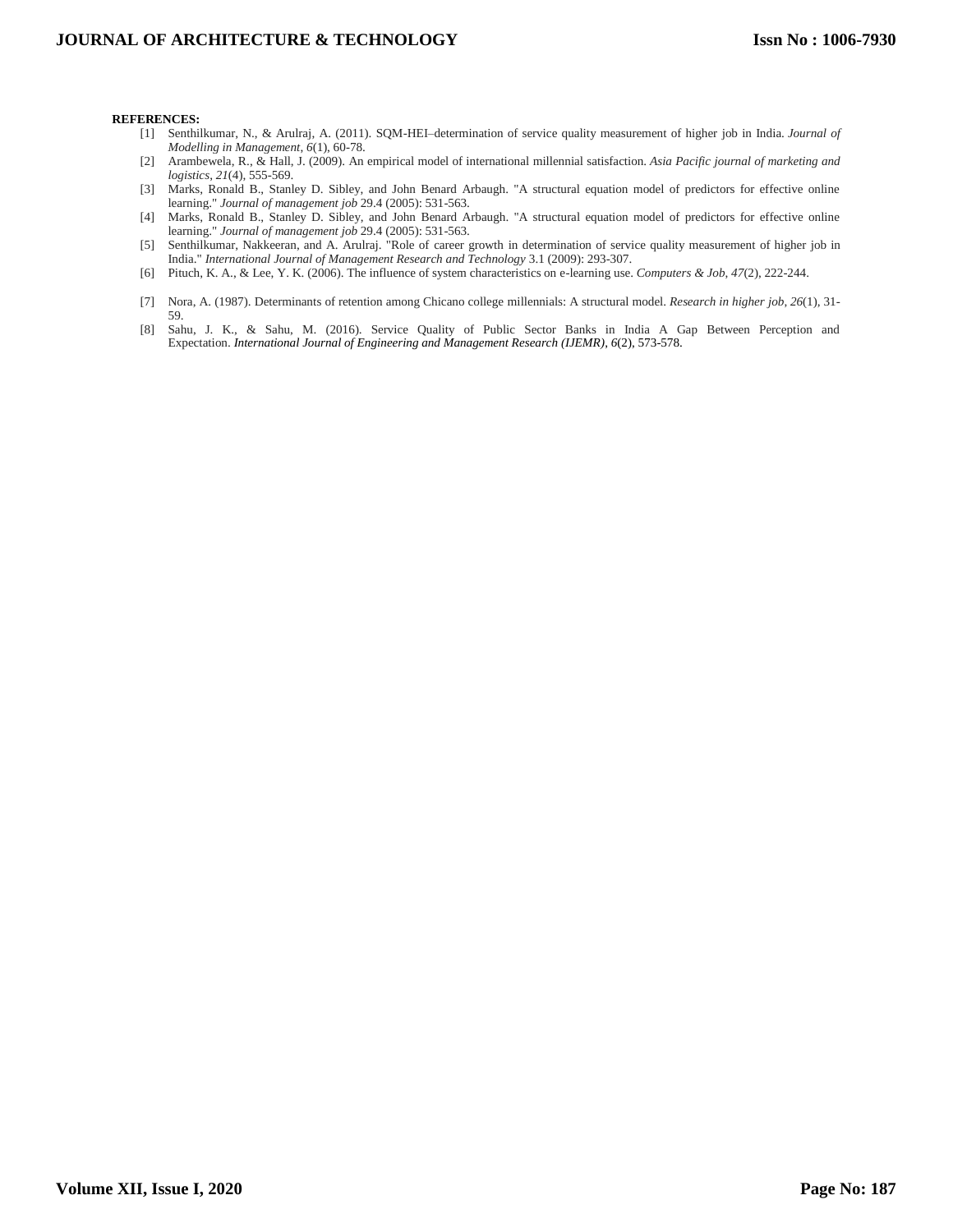**REFERENCES:**

[1] Senthilkumar, N., & Arulraj, A. (2011). SQM-HEI–determination of service quality measurement of higher job in India. *Journal of Modelling in Management*, *6*(1), 60-78.

[2] Arambewela, R., & Hall, J. (2009). An empirical model of international millennial satisfaction. *Asia Pacific journal of marketing and logistics*, *21*(4), 555-569.

[3] Marks, Ronald B., Stanley D. Sibley, and John Benard Arbaugh. "A structural equation model of predictors for effective online learning." *Journal of management job* 29.4 (2005): 531-563.

[4] Marks, Ronald B., Stanley D. Sibley, and John Benard Arbaugh. "A structural equation model of predictors for effective online learning." *Journal of management job* 29.4 (2005): 531-563.

[5] Senthilkumar, Nakkeeran, and A. Arulraj. "Role of career growth in determination of service quality measurement of higher job in India." *International Journal of Management Research and Technology* 3.1 (2009): 293-307.

[6] Pituch, K. A., & Lee, Y. K. (2006). The influence of system characteristics on e-learning use. *Computers & Job*, *47*(2), 222-244.

[7] Nora, A. (1987). Determinants of retention among Chicano college millennials: A structural model. *Research in higher job*, *26*(1), 31-59.

[8] Sahu, J. K., & Sahu, M. (2016). Service Quality of Public Sector Banks in India A Gap Between Perception and Expectation. *International Journal of Engineering and Management Research (IJEMR)*, *6*(2), 573-578.